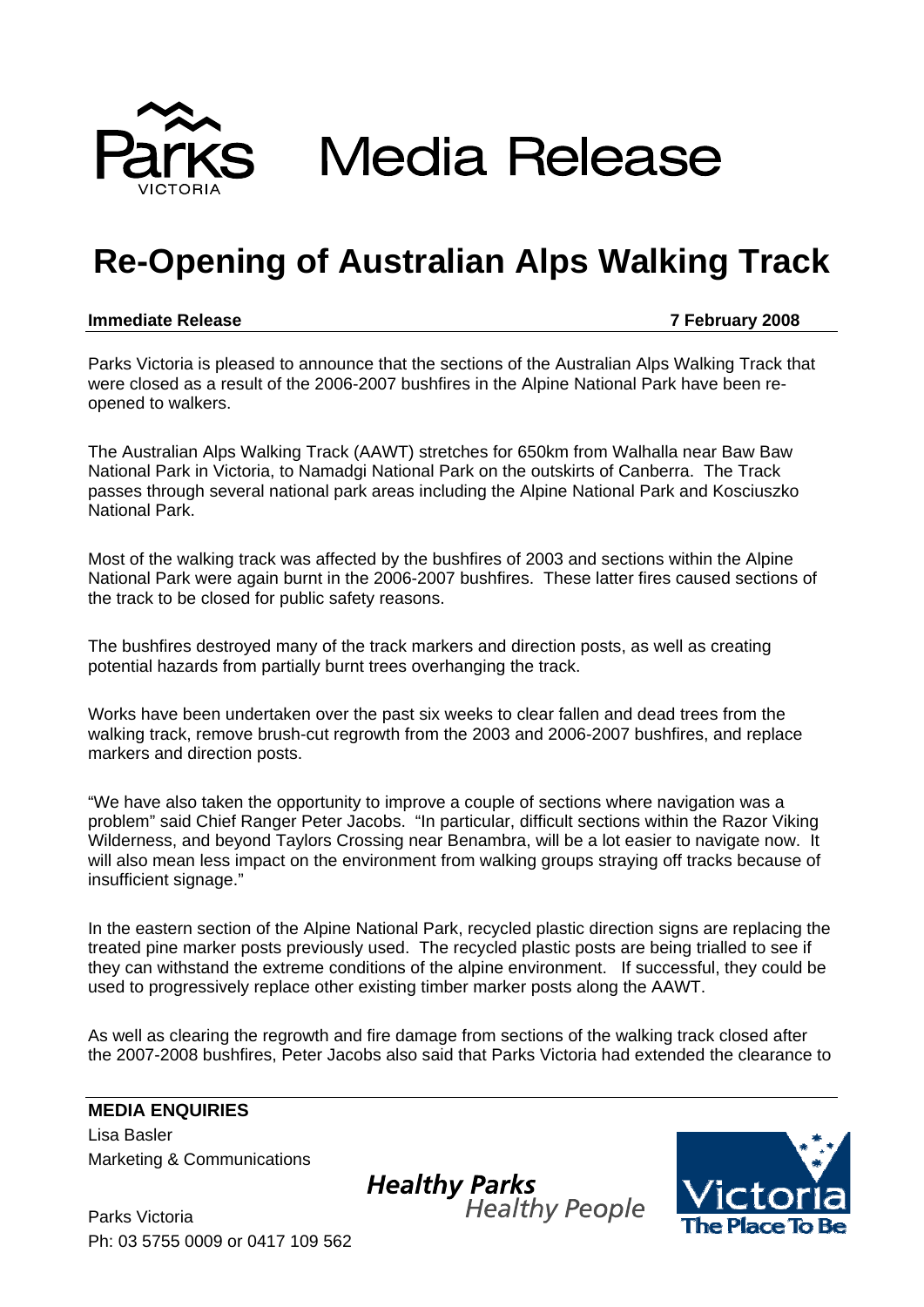Parks VICTORIA Media Release

# Re-Opening of Australian Alps Walking Track

**Immediate Release** **7 February 2008**

Parks Victoria is pleased to announce that the sections of the Australian Alps Walking Track that were closed as a result of the 2006-2007 bushfires in the Alpine National Park have been re-opened to walkers.

The Australian Alps Walking Track (AAWT) stretches for 650km from Walhalla near Baw Baw National Park in Victoria, to Namadgi National Park on the outskirts of Canberra. The Track passes through several national park areas including the Alpine National Park and Kosciuszko National Park.

Most of the walking track was affected by the bushfires of 2003 and sections within the Alpine National Park were again burnt in the 2006-2007 bushfires. These latter fires caused sections of the track to be closed for public safety reasons.

The bushfires destroyed many of the track markers and direction posts, as well as creating potential hazards from partially burnt trees overhanging the track.

Works have been undertaken over the past six weeks to clear fallen and dead trees from the walking track, remove brush-cut regrowth from the 2003 and 2006-2007 bushfires, and replace markers and direction posts.

"We have also taken the opportunity to improve a couple of sections where navigation was a problem" said Chief Ranger Peter Jacobs. "In particular, difficult sections within the Razor Viking Wilderness, and beyond Taylors Crossing near Benambra, will be a lot easier to navigate now. It will also mean less impact on the environment from walking groups straying off tracks because of insufficient signage."

In the eastern section of the Alpine National Park, recycled plastic direction signs are replacing the treated pine marker posts previously used. The recycled plastic posts are being trialled to see if they can withstand the extreme conditions of the alpine environment. If successful, they could be used to progressively replace other existing timber marker posts along the AAWT.

As well as clearing the regrowth and fire damage from sections of the walking track closed after the 2007-2008 bushfires, Peter Jacobs also said that Parks Victoria had extended the clearance to

**MEDIA ENQUIRIES**
Lisa Basler
Marketing & Communications
Parks Victoria
Ph: 03 5755 0009 or 0417 109 562

Healthy Parks Healthy People

Victoria The Place To Be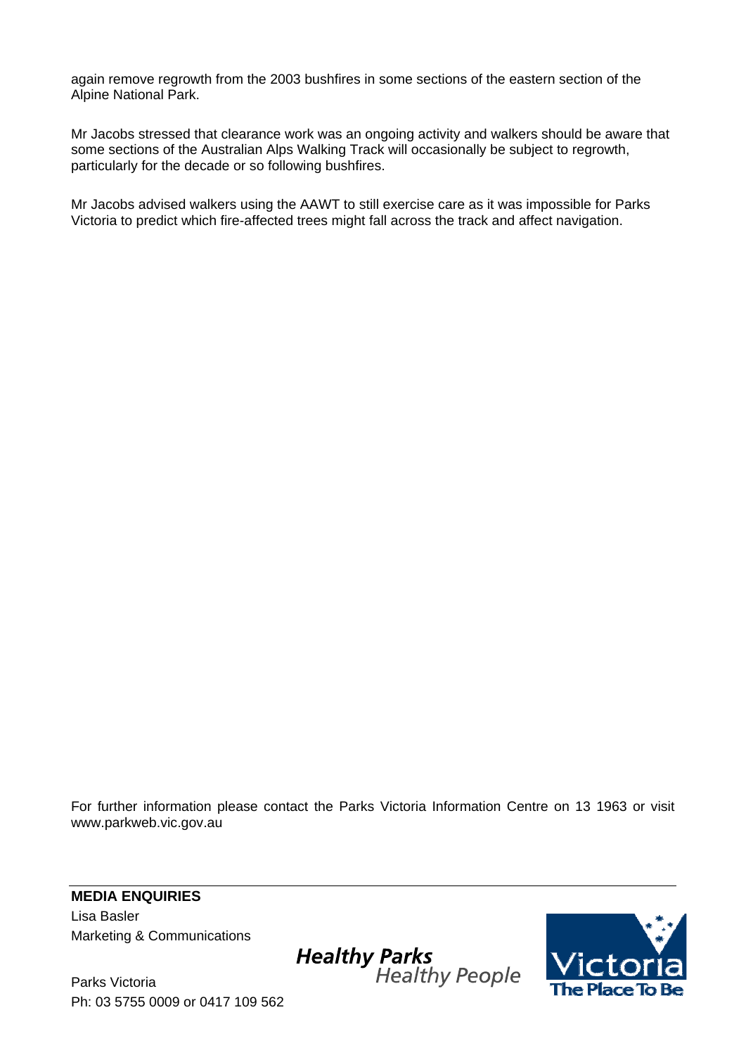again remove regrowth from the 2003 bushfires in some sections of the eastern section of the Alpine National Park.

Mr Jacobs stressed that clearance work was an ongoing activity and walkers should be aware that some sections of the Australian Alps Walking Track will occasionally be subject to regrowth, particularly for the decade or so following bushfires.

Mr Jacobs advised walkers using the AAWT to still exercise care as it was impossible for Parks Victoria to predict which fire-affected trees might fall across the track and affect navigation.

For further information please contact the Parks Victoria Information Centre on 13 1963 or visit www.parkweb.vic.gov.au

**MEDIA ENQUIRIES**

Lisa Basler
Marketing & Communications

Parks Victoria
Ph: 03 5755 0009 or 0417 109 562

*Healthy Parks*
*Healthy People*

Victoria
The Place To Be